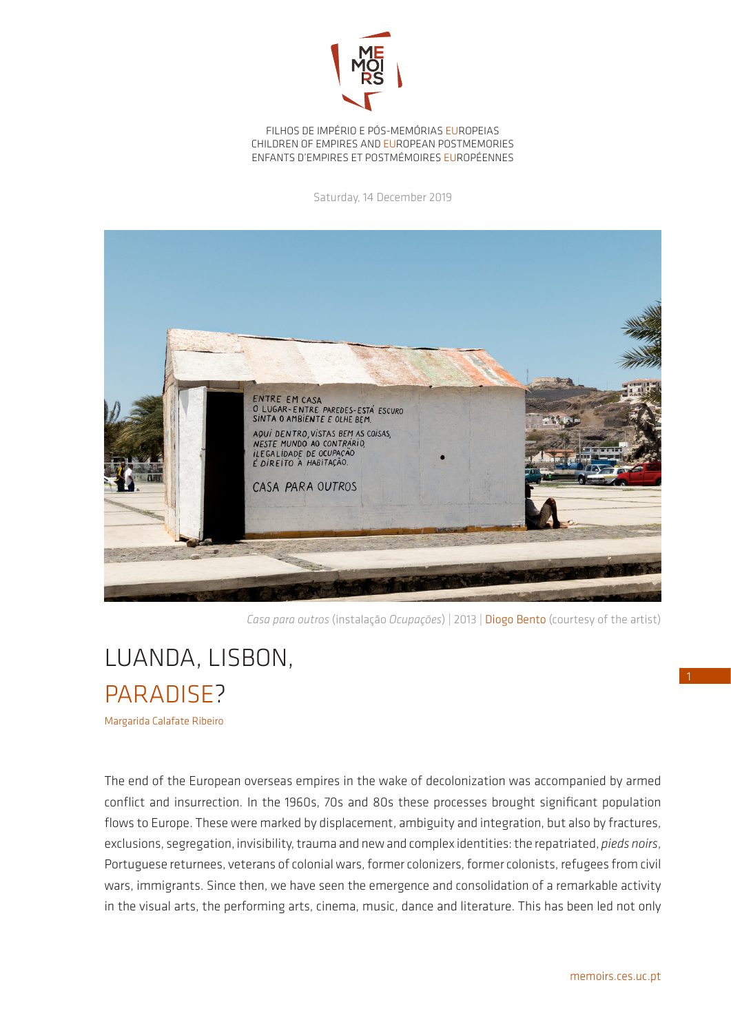FILHOS DE IMPÉRIO E PÓS-MEMÓRIAS EUROPEIAS
CHILDREN OF EMPIRES AND EUROPEAN POSTMEMORIES
ENFANTS D'EMPIRES ET POSTMÉMOIRES EUROPÉENNES

Saturday, 14 December 2019

*Casa para outros* (instalação *Ocupações*) | 2013 | Diogo Bento (courtesy of the artist)

# LUANDA, LISBON, PARADISE?

Margarida Calafate Ribeiro

The end of the European overseas empires in the wake of decolonization was accompanied by armed conflict and insurrection. In the 1960s, 70s and 80s these processes brought significant population flows to Europe. These were marked by displacement, ambiguity and integration, but also by fractures, exclusions, segregation, invisibility, trauma and new and complex identities: the repatriated, *pieds noirs*, Portuguese returnees, veterans of colonial wars, former colonizers, former colonists, refugees from civil wars, immigrants. Since then, we have seen the emergence and consolidation of a remarkable activity in the visual arts, the performing arts, cinema, music, dance and literature. This has been led not only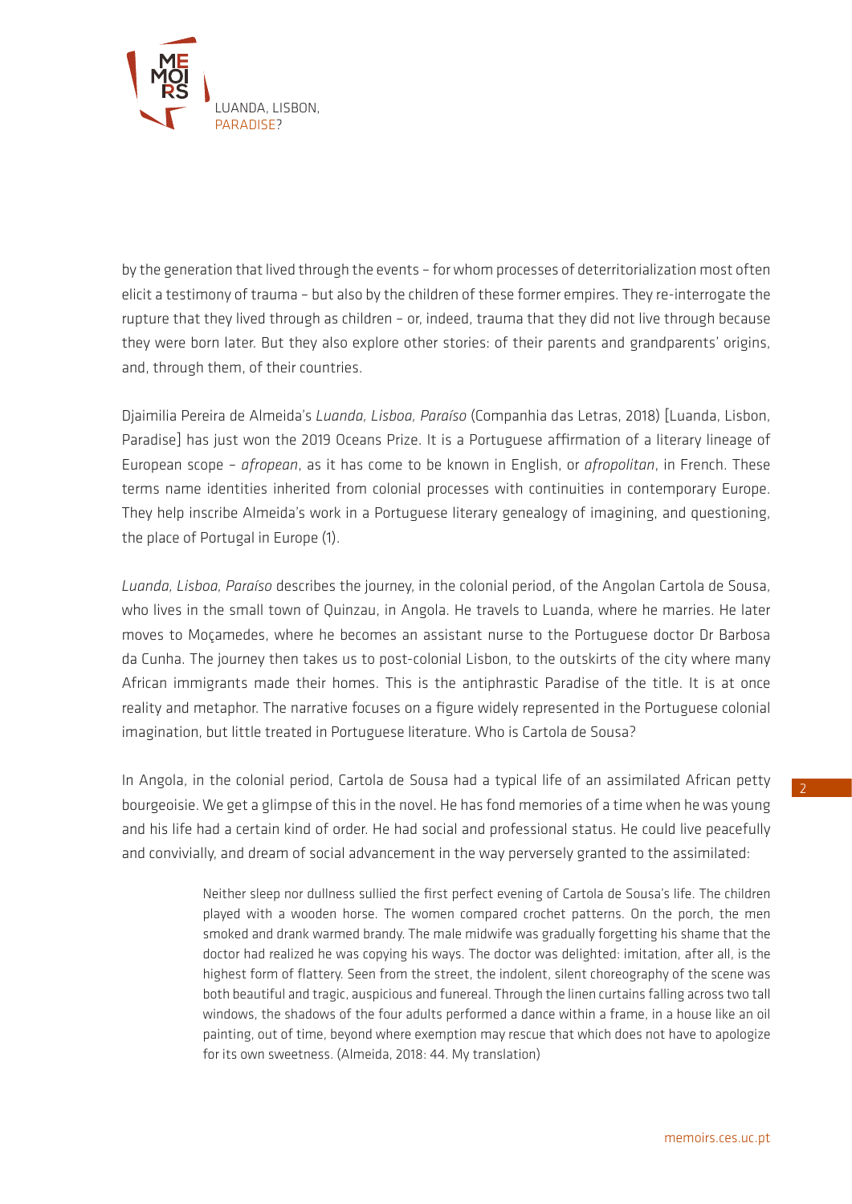by the generation that lived through the events – for whom processes of deterritorialization most often elicit a testimony of trauma – but also by the children of these former empires. They re-interrogate the rupture that they lived through as children – or, indeed, trauma that they did not live through because they were born later. But they also explore other stories: of their parents and grandparents' origins, and, through them, of their countries.

Djaimilia Pereira de Almeida's *Luanda, Lisboa, Paraíso* (Companhia das Letras, 2018) [Luanda, Lisbon, Paradise] has just won the 2019 Oceans Prize. It is a Portuguese affirmation of a literary lineage of European scope – *afropean*, as it has come to be known in English, or *afropolitan*, in French. These terms name identities inherited from colonial processes with continuities in contemporary Europe. They help inscribe Almeida's work in a Portuguese literary genealogy of imagining, and questioning, the place of Portugal in Europe (1).

*Luanda, Lisboa, Paraíso* describes the journey, in the colonial period, of the Angolan Cartola de Sousa, who lives in the small town of Quinzau, in Angola. He travels to Luanda, where he marries. He later moves to Moçamedes, where he becomes an assistant nurse to the Portuguese doctor Dr Barbosa da Cunha. The journey then takes us to post-colonial Lisbon, to the outskirts of the city where many African immigrants made their homes. This is the antiphrastic Paradise of the title. It is at once reality and metaphor. The narrative focuses on a figure widely represented in the Portuguese colonial imagination, but little treated in Portuguese literature. Who is Cartola de Sousa?

In Angola, in the colonial period, Cartola de Sousa had a typical life of an assimilated African petty bourgeoisie. We get a glimpse of this in the novel. He has fond memories of a time when he was young and his life had a certain kind of order. He had social and professional status. He could live peacefully and convivially, and dream of social advancement in the way perversely granted to the assimilated:

> Neither sleep nor dullness sullied the first perfect evening of Cartola de Sousa's life. The children played with a wooden horse. The women compared crochet patterns. On the porch, the men smoked and drank warmed brandy. The male midwife was gradually forgetting his shame that the doctor had realized he was copying his ways. The doctor was delighted: imitation, after all, is the highest form of flattery. Seen from the street, the indolent, silent choreography of the scene was both beautiful and tragic, auspicious and funereal. Through the linen curtains falling across two tall windows, the shadows of the four adults performed a dance within a frame, in a house like an oil painting, out of time, beyond where exemption may rescue that which does not have to apologize for its own sweetness. (Almeida, 2018: 44. My translation)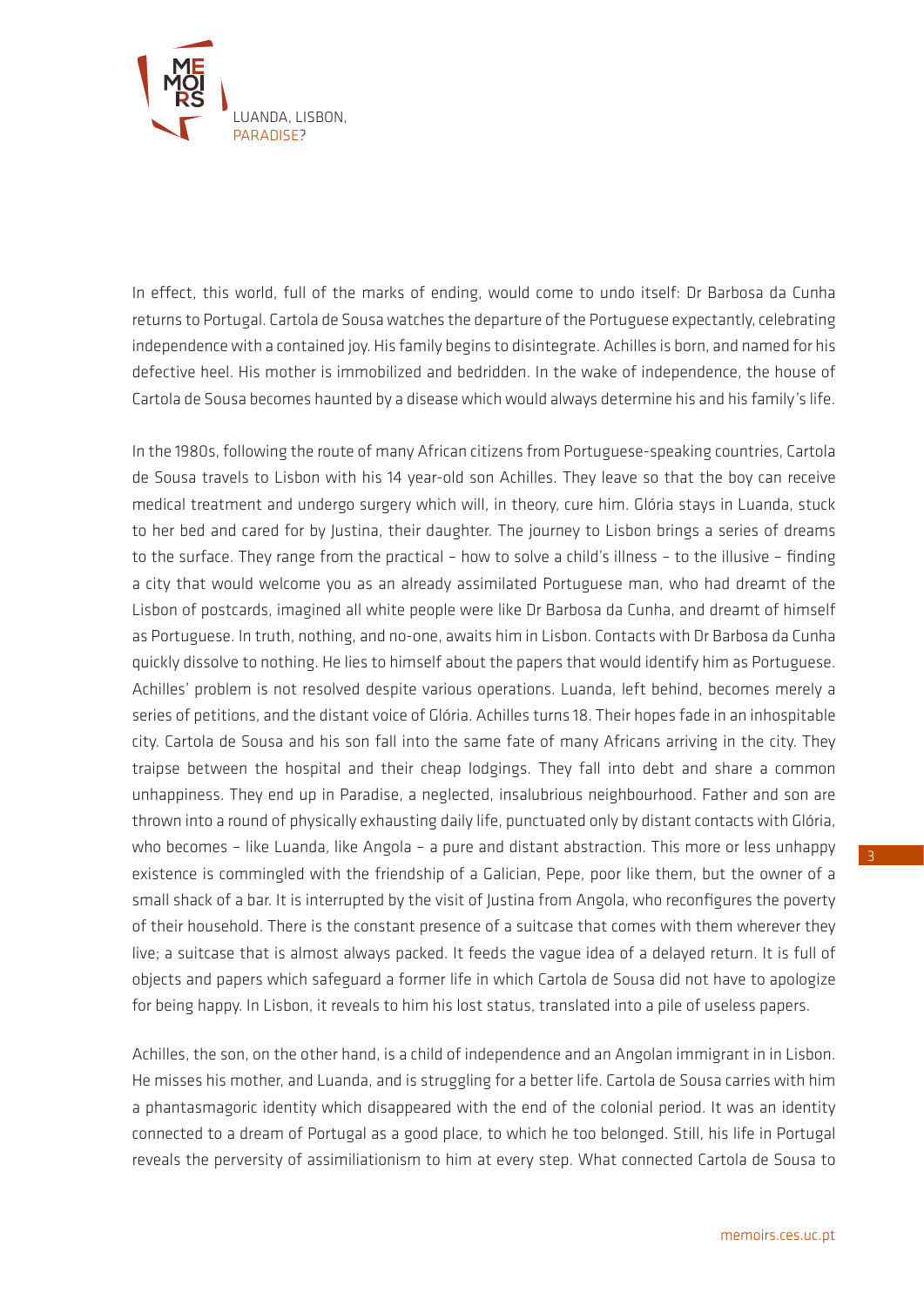In effect, this world, full of the marks of ending, would come to undo itself: Dr Barbosa da Cunha returns to Portugal. Cartola de Sousa watches the departure of the Portuguese expectantly, celebrating independence with a contained joy. His family begins to disintegrate. Achilles is born, and named for his defective heel. His mother is immobilized and bedridden. In the wake of independence, the house of Cartola de Sousa becomes haunted by a disease which would always determine his and his family's life.

In the 1980s, following the route of many African citizens from Portuguese-speaking countries, Cartola de Sousa travels to Lisbon with his 14 year-old son Achilles. They leave so that the boy can receive medical treatment and undergo surgery which will, in theory, cure him. Glória stays in Luanda, stuck to her bed and cared for by Justina, their daughter. The journey to Lisbon brings a series of dreams to the surface. They range from the practical – how to solve a child's illness – to the illusive – finding a city that would welcome you as an already assimilated Portuguese man, who had dreamt of the Lisbon of postcards, imagined all white people were like Dr Barbosa da Cunha, and dreamt of himself as Portuguese. In truth, nothing, and no-one, awaits him in Lisbon. Contacts with Dr Barbosa da Cunha quickly dissolve to nothing. He lies to himself about the papers that would identify him as Portuguese. Achilles' problem is not resolved despite various operations. Luanda, left behind, becomes merely a series of petitions, and the distant voice of Glória. Achilles turns 18. Their hopes fade in an inhospitable city. Cartola de Sousa and his son fall into the same fate of many Africans arriving in the city. They traipse between the hospital and their cheap lodgings. They fall into debt and share a common unhappiness. They end up in Paradise, a neglected, insalubrious neighbourhood. Father and son are thrown into a round of physically exhausting daily life, punctuated only by distant contacts with Glória, who becomes – like Luanda, like Angola – a pure and distant abstraction. This more or less unhappy existence is commingled with the friendship of a Galician, Pepe, poor like them, but the owner of a small shack of a bar. It is interrupted by the visit of Justina from Angola, who reconfigures the poverty of their household. There is the constant presence of a suitcase that comes with them wherever they live; a suitcase that is almost always packed. It feeds the vague idea of a delayed return. It is full of objects and papers which safeguard a former life in which Cartola de Sousa did not have to apologize for being happy. In Lisbon, it reveals to him his lost status, translated into a pile of useless papers.

Achilles, the son, on the other hand, is a child of independence and an Angolan immigrant in in Lisbon. He misses his mother, and Luanda, and is struggling for a better life. Cartola de Sousa carries with him a phantasmagoric identity which disappeared with the end of the colonial period. It was an identity connected to a dream of Portugal as a good place, to which he too belonged. Still, his life in Portugal reveals the perversity of assimiliationism to him at every step. What connected Cartola de Sousa to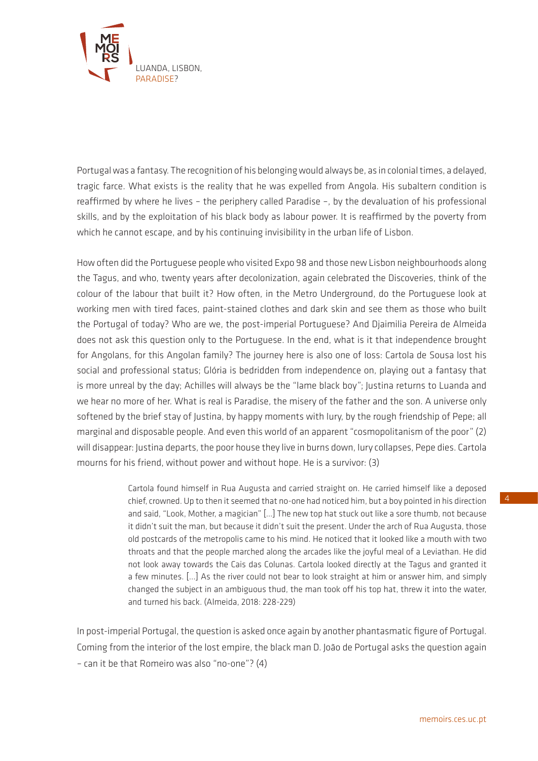Portugal was a fantasy. The recognition of his belonging would always be, as in colonial times, a delayed, tragic farce. What exists is the reality that he was expelled from Angola. His subaltern condition is reaffirmed by where he lives – the periphery called Paradise –, by the devaluation of his professional skills, and by the exploitation of his black body as labour power. It is reaffirmed by the poverty from which he cannot escape, and by his continuing invisibility in the urban life of Lisbon.

How often did the Portuguese people who visited Expo 98 and those new Lisbon neighbourhoods along the Tagus, and who, twenty years after decolonization, again celebrated the Discoveries, think of the colour of the labour that built it? How often, in the Metro Underground, do the Portuguese look at working men with tired faces, paint-stained clothes and dark skin and see them as those who built the Portugal of today? Who are we, the post-imperial Portuguese? And Djaimilia Pereira de Almeida does not ask this question only to the Portuguese. In the end, what is it that independence brought for Angolans, for this Angolan family? The journey here is also one of loss: Cartola de Sousa lost his social and professional status; Glória is bedridden from independence on, playing out a fantasy that is more unreal by the day; Achilles will always be the "lame black boy"; Justina returns to Luanda and we hear no more of her. What is real is Paradise, the misery of the father and the son. A universe only softened by the brief stay of Justina, by happy moments with Iury, by the rough friendship of Pepe; all marginal and disposable people. And even this world of an apparent "cosmopolitanism of the poor" (2) will disappear: Justina departs, the poor house they live in burns down, Iury collapses, Pepe dies. Cartola mourns for his friend, without power and without hope. He is a survivor: (3)

> Cartola found himself in Rua Augusta and carried straight on. He carried himself like a deposed chief, crowned. Up to then it seemed that no-one had noticed him, but a boy pointed in his direction and said, "Look, Mother, a magician" [...] The new top hat stuck out like a sore thumb, not because it didn't suit the man, but because it didn't suit the present. Under the arch of Rua Augusta, those old postcards of the metropolis came to his mind. He noticed that it looked like a mouth with two throats and that the people marched along the arcades like the joyful meal of a Leviathan. He did not look away towards the Cais das Colunas. Cartola looked directly at the Tagus and granted it a few minutes. [...] As the river could not bear to look straight at him or answer him, and simply changed the subject in an ambiguous thud, the man took off his top hat, threw it into the water, and turned his back. (Almeida, 2018: 228-229)

In post-imperial Portugal, the question is asked once again by another phantasmatic figure of Portugal. Coming from the interior of the lost empire, the black man D. João de Portugal asks the question again – can it be that Romeiro was also "no-one"? (4)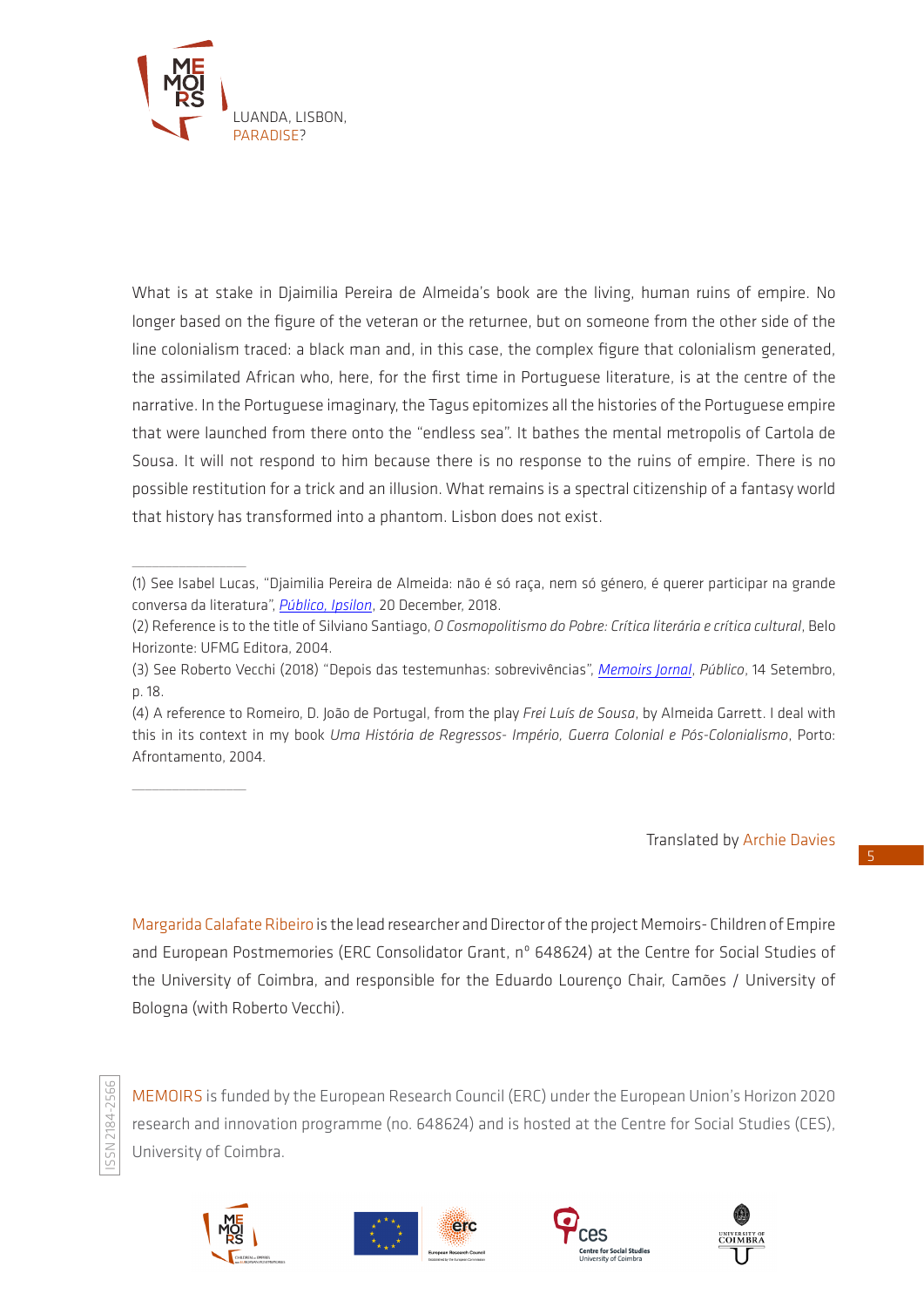What is at stake in Djaimilia Pereira de Almeida's book are the living, human ruins of empire. No longer based on the figure of the veteran or the returnee, but on someone from the other side of the line colonialism traced: a black man and, in this case, the complex figure that colonialism generated, the assimilated African who, here, for the first time in Portuguese literature, is at the centre of the narrative. In the Portuguese imaginary, the Tagus epitomizes all the histories of the Portuguese empire that were launched from there onto the "endless sea". It bathes the mental metropolis of Cartola de Sousa. It will not respond to him because there is no response to the ruins of empire. There is no possible restitution for a trick and an illusion. What remains is a spectral citizenship of a fantasy world that history has transformed into a phantom. Lisbon does not exist.

---

(1) See Isabel Lucas, "Djaimilia Pereira de Almeida: não é só raça, nem só género, é querer participar na grande conversa da literatura", *Público, Ipsilon*, 20 December, 2018.

(2) Reference is to the title of Silviano Santiago, *O Cosmopolitismo do Pobre: Crítica literária e crítica cultural*, Belo Horizonte: UFMG Editora, 2004.

(3) See Roberto Vecchi (2018) "Depois das testemunhas: sobrevivências", *Memoirs Jornal*, *Público*, 14 Setembro, p. 18.

(4) A reference to Romeiro, D. João de Portugal, from the play *Frei Luís de Sousa*, by Almeida Garrett. I deal with this in its context in my book *Uma História de Regressos- Império, Guerra Colonial e Pós-Colonialismo*, Porto: Afrontamento, 2004.

---

Translated by Archie Davies

Margarida Calafate Ribeiro is the lead researcher and Director of the project Memoirs- Children of Empire and European Postmemories (ERC Consolidator Grant, nº 648624) at the Centre for Social Studies of the University of Coimbra, and responsible for the Eduardo Lourenço Chair, Camões / University of Bologna (with Roberto Vecchi).

MEMOIRS is funded by the European Research Council (ERC) under the European Union's Horizon 2020 research and innovation programme (no. 648624) and is hosted at the Centre for Social Studies (CES), University of Coimbra.

ISSN 2184-2566